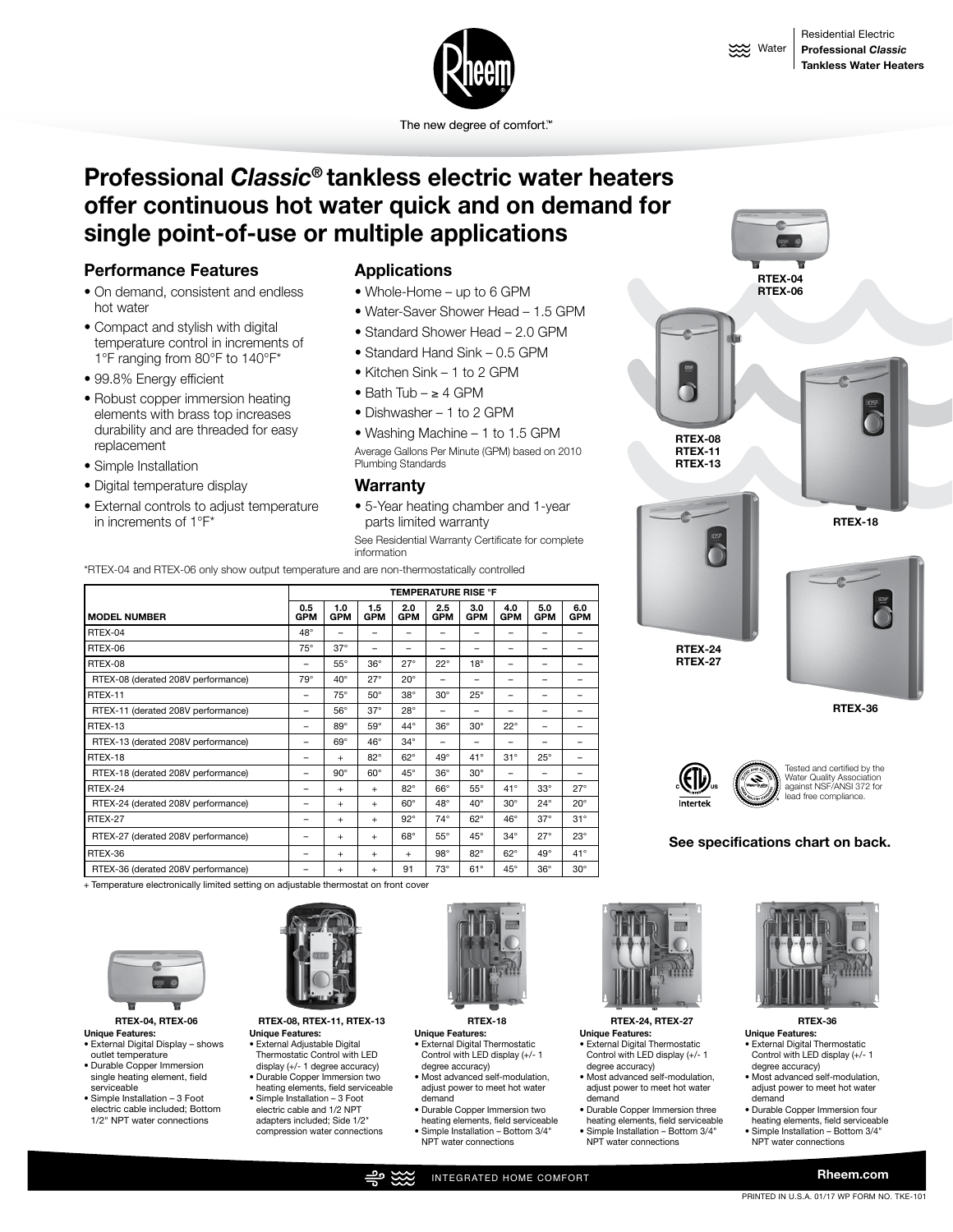Residential Electric **Professional *Classic* Tankless Water Heaters**

The new degree of comfort.™

# Professional *Classic®* tankless electric water heaters offer continuous hot water quick and on demand for single point-of-use or multiple applications

## Performance Features

- On demand, consistent and endless hot water
- Compact and stylish with digital temperature control in increments of 1°F ranging from 80°F to 140°F*
- 99.8% Energy efficient
- Robust copper immersion heating elements with brass top increases durability and are threaded for easy replacement
- Simple Installation
- Digital temperature display
- External controls to adjust temperature in increments of 1°F*

## Applications

- Whole-Home – up to 6 GPM
- Water-Saver Shower Head – 1.5 GPM
- Standard Shower Head – 2.0 GPM
- Standard Hand Sink – 0.5 GPM
- Kitchen Sink – 1 to 2 GPM
- Bath Tub – ≥ 4 GPM
- Dishwasher – 1 to 2 GPM
- Washing Machine – 1 to 1.5 GPM

Average Gallons Per Minute (GPM) based on 2010 Plumbing Standards

## Warranty

- 5-Year heating chamber and 1-year parts limited warranty

See Residential Warranty Certificate for complete information

*RTEX-04 and RTEX-06 only show output temperature and are non-thermostatically controlled

RTEX-04
RTEX-06

RTEX-08
RTEX-11
RTEX-13

RTEX-18

RTEX-24
RTEX-27

RTEX-36

| MODEL NUMBER | TEMPERATURE RISE °F | | | | | | | | |
|---|---|---|---|---|---|---|---|---|---|
| | 0.5 GPM | 1.0 GPM | 1.5 GPM | 2.0 GPM | 2.5 GPM | 3.0 GPM | 4.0 GPM | 5.0 GPM | 6.0 GPM |
| RTEX-04 | 48° | – | – | – | – | – | – | – | – |
| RTEX-06 | 75° | 37° | – | – | – | – | – | – | – |
| RTEX-08 | – | 55° | 36° | 27° | 22° | 18° | – | – | – |
| RTEX-08 (derated 208V performance) | 79° | 40° | 27° | 20° | – | – | – | – | – |
| RTEX-11 | – | 75° | 50° | 38° | 30° | 25° | – | – | – |
| RTEX-11 (derated 208V performance) | – | 56° | 37° | 28° | – | – | – | – | – |
| RTEX-13 | – | 89° | 59° | 44° | 36° | 30° | 22° | – | – |
| RTEX-13 (derated 208V performance) | – | 69° | 46° | 34° | – | – | – | – | – |
| RTEX-18 | – | + | 82° | 62° | 49° | 41° | 31° | 25° | – |
| RTEX-18 (derated 208V performance) | – | 90° | 60° | 45° | 36° | 30° | – | – | – |
| RTEX-24 | – | + | + | 82° | 66° | 55° | 41° | 33° | 27° |
| RTEX-24 (derated 208V performance) | – | + | + | 60° | 48° | 40° | 30° | 24° | 20° |
| RTEX-27 | – | + | + | 92° | 74° | 62° | 46° | 37° | 31° |
| RTEX-27 (derated 208V performance) | – | + | + | 68° | 55° | 45° | 34° | 27° | 23° |
| RTEX-36 | – | + | + | + | 98° | 82° | 62° | 49° | 41° |
| RTEX-36 (derated 208V performance) | – | + | + | 91 | 73° | 61° | 45° | 36° | 30° |

+ Temperature electronically limited setting on adjustable thermostat on front cover

Tested and certified by the Water Quality Association against NSF/ANSI 372 for lead free compliance.

**See specifications chart on back.**

**RTEX-04, RTEX-06**

**Unique Features:**

- External Digital Display – shows outlet temperature
- Durable Copper Immersion single heating element, field serviceable
- Simple Installation – 3 Foot electric cable included; Bottom 1/2" NPT water connections

**RTEX-08, RTEX-11, RTEX-13**

**Unique Features:**

- External Adjustable Digital Thermostatic Control with LED display (+/- 1 degree accuracy)
- Durable Copper Immersion two heating elements, field serviceable
- Simple Installation – 3 Foot electric cable and 1/2 NPT adapters included; Side 1/2" compression water connections

**RTEX-18**

**Unique Features:**

- External Digital Thermostatic Control with LED display (+/- 1 degree accuracy)
- Most advanced self-modulation, adjust power to meet hot water demand
- Durable Copper Immersion two heating elements, field serviceable
- Simple Installation – Bottom 3/4" NPT water connections

**RTEX-24, RTEX-27**

**Unique Features:**

- External Digital Thermostatic Control with LED display (+/- 1 degree accuracy)
- Most advanced self-modulation, adjust power to meet hot water demand
- Durable Copper Immersion three heating elements, field serviceable
- Simple Installation – Bottom 3/4" NPT water connections

**RTEX-36**

**Unique Features:**

- External Digital Thermostatic Control with LED display (+/- 1 degree accuracy)
- Most advanced self-modulation, adjust power to meet hot water demand
- Durable Copper Immersion four heating elements, field serviceable
- Simple Installation – Bottom 3/4" NPT water connections

INTEGRATED HOME COMFORT

Rheem.com

PRINTED IN U.S.A. 01/17 WP FORM NO. TKE-101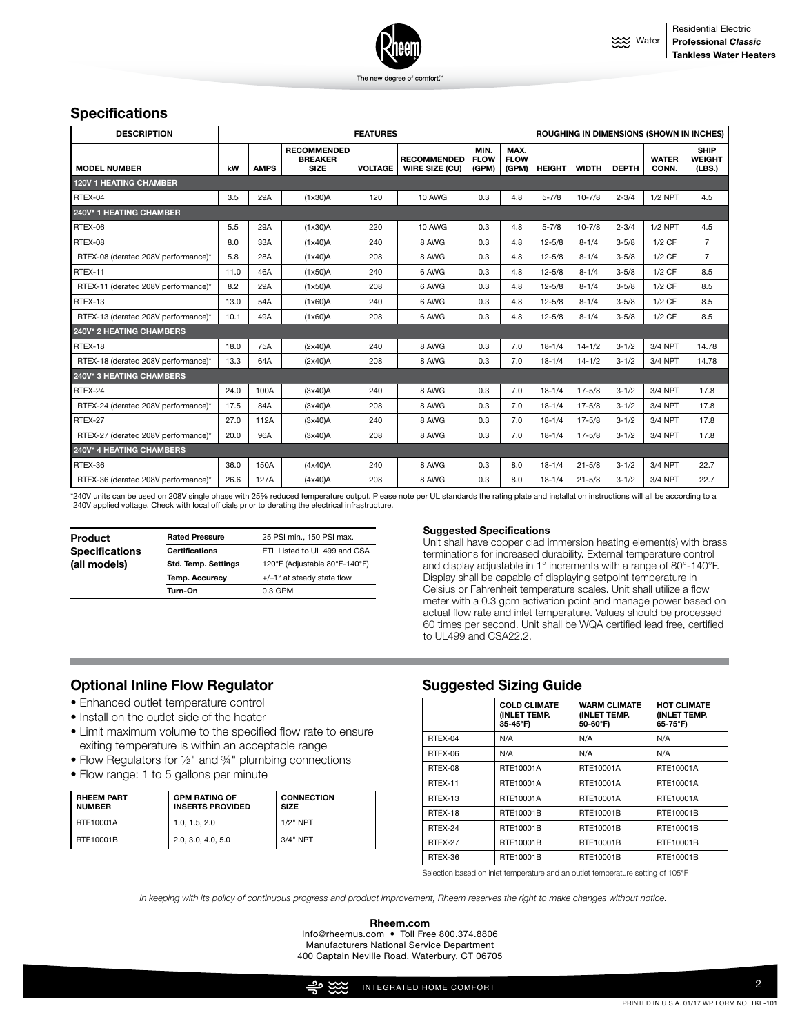## Specifications

| DESCRIPTION | FEATURES | | | | | | | ROUGHING IN DIMENSIONS (SHOWN IN INCHES) | | | | |
|---|---|---|---|---|---|---|---|---|---|---|---|---|
| MODEL NUMBER | kW | AMPS | RECOMMENDED BREAKER SIZE | VOLTAGE | RECOMMENDED WIRE SIZE (CU) | MIN. FLOW (GPM) | MAX. FLOW (GPM) | HEIGHT | WIDTH | DEPTH | WATER CONN. | SHIP WEIGHT (LBS.) |
| **120V 1 HEATING CHAMBER** | | | | | | | | | | | | |
| RTEX-04 | 3.5 | 29A | (1x30)A | 120 | 10 AWG | 0.3 | 4.8 | 5-7/8 | 10-7/8 | 2-3/4 | 1/2 NPT | 4.5 |
| **240V* 1 HEATING CHAMBER** | | | | | | | | | | | | |
| RTEX-06 | 5.5 | 29A | (1x30)A | 220 | 10 AWG | 0.3 | 4.8 | 5-7/8 | 10-7/8 | 2-3/4 | 1/2 NPT | 4.5 |
| RTEX-08 | 8.0 | 33A | (1x40)A | 240 | 8 AWG | 0.3 | 4.8 | 12-5/8 | 8-1/4 | 3-5/8 | 1/2 CF | 7 |
| RTEX-08 (derated 208V performance)* | 5.8 | 28A | (1x40)A | 208 | 8 AWG | 0.3 | 4.8 | 12-5/8 | 8-1/4 | 3-5/8 | 1/2 CF | 7 |
| RTEX-11 | 11.0 | 46A | (1x50)A | 240 | 6 AWG | 0.3 | 4.8 | 12-5/8 | 8-1/4 | 3-5/8 | 1/2 CF | 8.5 |
| RTEX-11 (derated 208V performance)* | 8.2 | 29A | (1x50)A | 208 | 6 AWG | 0.3 | 4.8 | 12-5/8 | 8-1/4 | 3-5/8 | 1/2 CF | 8.5 |
| RTEX-13 | 13.0 | 54A | (1x60)A | 240 | 6 AWG | 0.3 | 4.8 | 12-5/8 | 8-1/4 | 3-5/8 | 1/2 CF | 8.5 |
| RTEX-13 (derated 208V performance)* | 10.1 | 49A | (1x60)A | 208 | 6 AWG | 0.3 | 4.8 | 12-5/8 | 8-1/4 | 3-5/8 | 1/2 CF | 8.5 |
| **240V* 2 HEATING CHAMBERS** | | | | | | | | | | | | |
| RTEX-18 | 18.0 | 75A | (2x40)A | 240 | 8 AWG | 0.3 | 7.0 | 18-1/4 | 14-1/2 | 3-1/2 | 3/4 NPT | 14.78 |
| RTEX-18 (derated 208V performance)* | 13.3 | 64A | (2x40)A | 208 | 8 AWG | 0.3 | 7.0 | 18-1/4 | 14-1/2 | 3-1/2 | 3/4 NPT | 14.78 |
| **240V* 3 HEATING CHAMBERS** | | | | | | | | | | | | |
| RTEX-24 | 24.0 | 100A | (3x40)A | 240 | 8 AWG | 0.3 | 7.0 | 18-1/4 | 17-5/8 | 3-1/2 | 3/4 NPT | 17.8 |
| RTEX-24 (derated 208V performance)* | 17.5 | 84A | (3x40)A | 208 | 8 AWG | 0.3 | 7.0 | 18-1/4 | 17-5/8 | 3-1/2 | 3/4 NPT | 17.8 |
| RTEX-27 | 27.0 | 112A | (3x40)A | 240 | 8 AWG | 0.3 | 7.0 | 18-1/4 | 17-5/8 | 3-1/2 | 3/4 NPT | 17.8 |
| RTEX-27 (derated 208V performance)* | 20.0 | 96A | (3x40)A | 208 | 8 AWG | 0.3 | 7.0 | 18-1/4 | 17-5/8 | 3-1/2 | 3/4 NPT | 17.8 |
| **240V* 4 HEATING CHAMBERS** | | | | | | | | | | | | |
| RTEX-36 | 36.0 | 150A | (4x40)A | 240 | 8 AWG | 0.3 | 8.0 | 18-1/4 | 21-5/8 | 3-1/2 | 3/4 NPT | 22.7 |
| RTEX-36 (derated 208V performance)* | 26.6 | 127A | (4x40)A | 208 | 8 AWG | 0.3 | 8.0 | 18-1/4 | 21-5/8 | 3-1/2 | 3/4 NPT | 22.7 |

*240V units can be used on 208V single phase with 25% reduced temperature output. Please note per UL standards the rating plate and installation instructions will all be according to a 240V applied voltage. Check with local officials prior to derating the electrical infrastructure.

**Product Specifications (all models)**

| | |
|---|---|
| **Rated Pressure** | 25 PSI min., 150 PSI max. |
| **Certifications** | ETL Listed to UL 499 and CSA |
| **Std. Temp. Settings** | 120°F (Adjustable 80°F-140°F) |
| **Temp. Accuracy** | +/−1° at steady state flow |
| **Turn-On** | 0.3 GPM |

**Suggested Specifications**

Unit shall have copper clad immersion heating element(s) with brass terminations for increased durability. External temperature control and display adjustable in 1° increments with a range of 80°-140°F. Display shall be capable of displaying setpoint temperature in Celsius or Fahrenheit temperature scales. Unit shall utilize a flow meter with a 0.3 gpm activation point and manage power based on actual flow rate and inlet temperature. Values should be processed 60 times per second. Unit shall be WQA certified lead free, certified to UL499 and CSA22.2.

## Optional Inline Flow Regulator

- Enhanced outlet temperature control
- Install on the outlet side of the heater
- Limit maximum volume to the specified flow rate to ensure exiting temperature is within an acceptable range
- Flow Regulators for ½" and ¾" plumbing connections
- Flow range: 1 to 5 gallons per minute

| RHEEM PART NUMBER | GPM RATING OF INSERTS PROVIDED | CONNECTION SIZE |
|---|---|---|
| RTE10001A | 1.0, 1.5, 2.0 | 1/2" NPT |
| RTE10001B | 2.0, 3.0, 4.0, 5.0 | 3/4" NPT |

## Suggested Sizing Guide

| | COLD CLIMATE (INLET TEMP. 35-45°F) | WARM CLIMATE (INLET TEMP. 50-60°F) | HOT CLIMATE (INLET TEMP. 65-75°F) |
|---|---|---|---|
| RTEX-04 | N/A | N/A | N/A |
| RTEX-06 | N/A | N/A | N/A |
| RTEX-08 | RTE10001A | RTE10001A | RTE10001A |
| RTEX-11 | RTE10001A | RTE10001A | RTE10001A |
| RTEX-13 | RTE10001A | RTE10001A | RTE10001A |
| RTEX-18 | RTE10001B | RTE10001B | RTE10001B |
| RTEX-24 | RTE10001B | RTE10001B | RTE10001B |
| RTEX-27 | RTE10001B | RTE10001B | RTE10001B |
| RTEX-36 | RTE10001B | RTE10001B | RTE10001B |

Selection based on inlet temperature and an outlet temperature setting of 105°F

*In keeping with its policy of continuous progress and product improvement, Rheem reserves the right to make changes without notice.*

**Rheem.com**
Info@rheemus.com • Toll Free 800.374.8806
Manufacturers National Service Department
400 Captain Neville Road, Waterbury, CT 06705

PRINTED IN U.S.A. 01/17 WP FORM NO. TKE-101